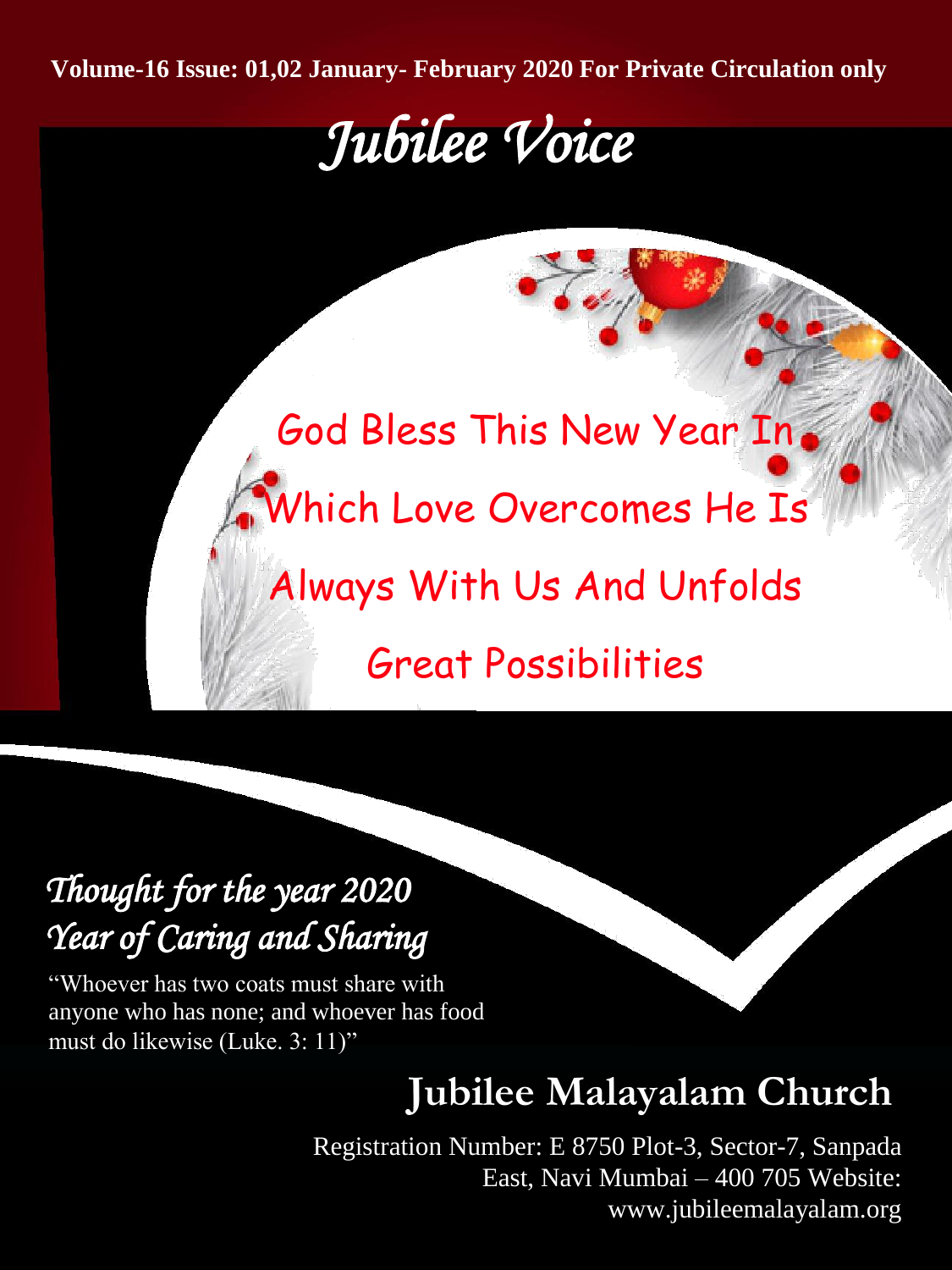Volume-16 Issue: 01,02 January- February 2020 For Private Circulation only

# *Jubilee Voice*

God Bless This New Year In Which Love Overcomes He Is Always With Us And Unfolds Great Possibilities

## *Thought for the year 2020*
## *Year of Caring and Sharing*

"Whoever has two coats must share with anyone who has none; and whoever has food must do likewise (Luke. 3: 11)"

## Jubilee Malayalam Church

Registration Number: E 8750 Plot-3, Sector-7, Sanpada East, Navi Mumbai – 400 705 Website: www.jubileemalayalam.org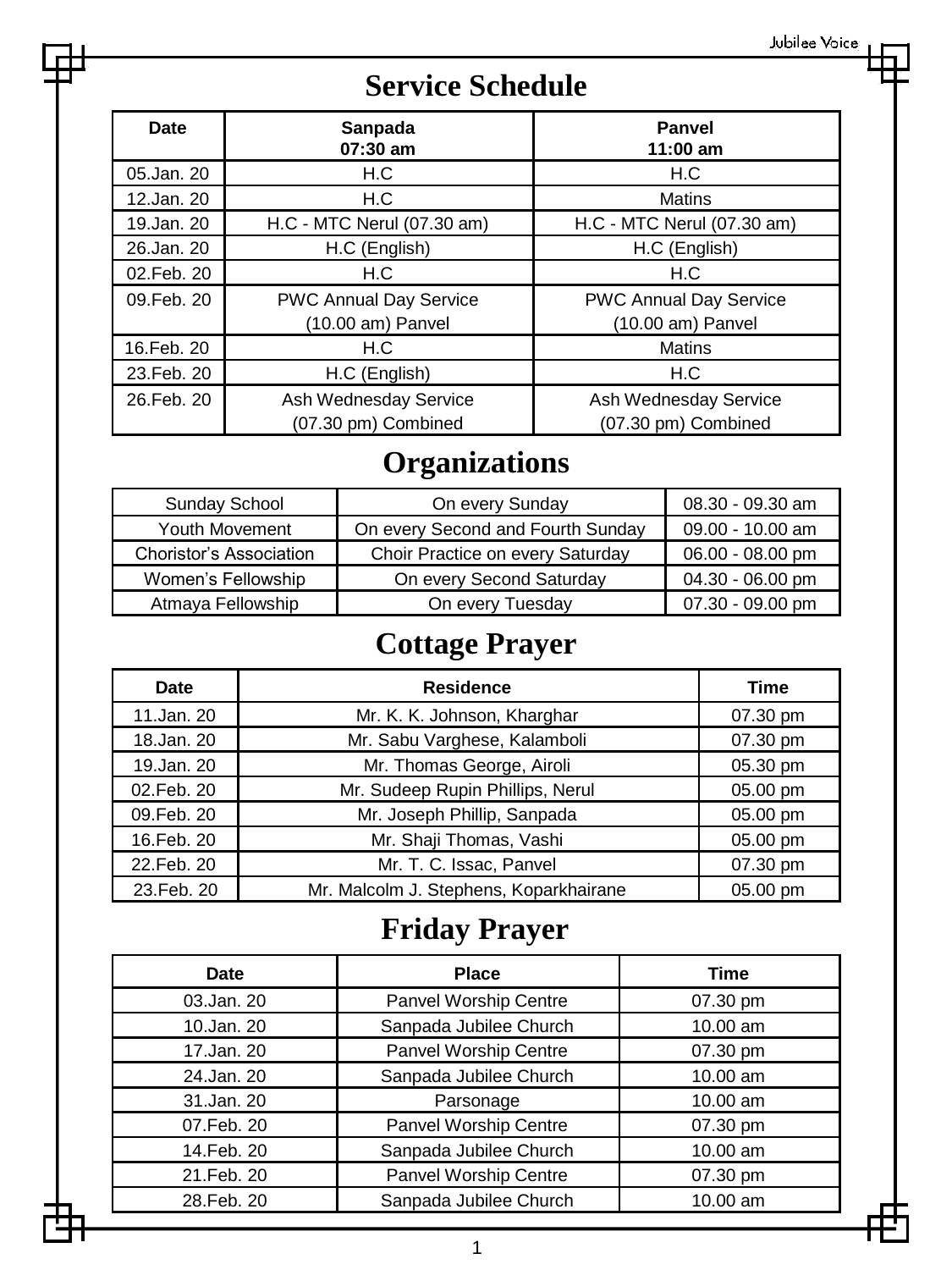# Service Schedule

| Date | Sanpada<br>07:30 am | Panvel<br>11:00 am |
|---|---|---|
| 05.Jan. 20 | H.C | H.C |
| 12.Jan. 20 | H.C | Matins |
| 19.Jan. 20 | H.C - MTC Nerul (07.30 am) | H.C - MTC Nerul (07.30 am) |
| 26.Jan. 20 | H.C (English) | H.C (English) |
| 02.Feb. 20 | H.C | H.C |
| 09.Feb. 20 | PWC Annual Day Service (10.00 am) Panvel | PWC Annual Day Service (10.00 am) Panvel |
| 16.Feb. 20 | H.C | Matins |
| 23.Feb. 20 | H.C (English) | H.C |
| 26.Feb. 20 | Ash Wednesday Service (07.30 pm) Combined | Ash Wednesday Service (07.30 pm) Combined |

# Organizations

| Sunday School | On every Sunday | 08.30 - 09.30 am |
|---|---|---|
| Youth Movement | On every Second and Fourth Sunday | 09.00 - 10.00 am |
| Chorister's Association | Choir Practice on every Saturday | 06.00 - 08.00 pm |
| Women's Fellowship | On every Second Saturday | 04.30 - 06.00 pm |
| Atmaya Fellowship | On every Tuesday | 07.30 - 09.00 pm |

# Cottage Prayer

| Date | Residence | Time |
|---|---|---|
| 11.Jan. 20 | Mr. K. K. Johnson, Kharghar | 07.30 pm |
| 18.Jan. 20 | Mr. Sabu Varghese, Kalamboli | 07.30 pm |
| 19.Jan. 20 | Mr. Thomas George, Airoli | 05.30 pm |
| 02.Feb. 20 | Mr. Sudeep Rupin Phillips, Nerul | 05.00 pm |
| 09.Feb. 20 | Mr. Joseph Phillip, Sanpada | 05.00 pm |
| 16.Feb. 20 | Mr. Shaji Thomas, Vashi | 05.00 pm |
| 22.Feb. 20 | Mr. T. C. Issac, Panvel | 07.30 pm |
| 23.Feb. 20 | Mr. Malcolm J. Stephens, Koparkhairane | 05.00 pm |

# Friday Prayer

| Date | Place | Time |
|---|---|---|
| 03.Jan. 20 | Panvel Worship Centre | 07.30 pm |
| 10.Jan. 20 | Sanpada Jubilee Church | 10.00 am |
| 17.Jan. 20 | Panvel Worship Centre | 07.30 pm |
| 24.Jan. 20 | Sanpada Jubilee Church | 10.00 am |
| 31.Jan. 20 | Parsonage | 10.00 am |
| 07.Feb. 20 | Panvel Worship Centre | 07.30 pm |
| 14.Feb. 20 | Sanpada Jubilee Church | 10.00 am |
| 21.Feb. 20 | Panvel Worship Centre | 07.30 pm |
| 28.Feb. 20 | Sanpada Jubilee Church | 10.00 am |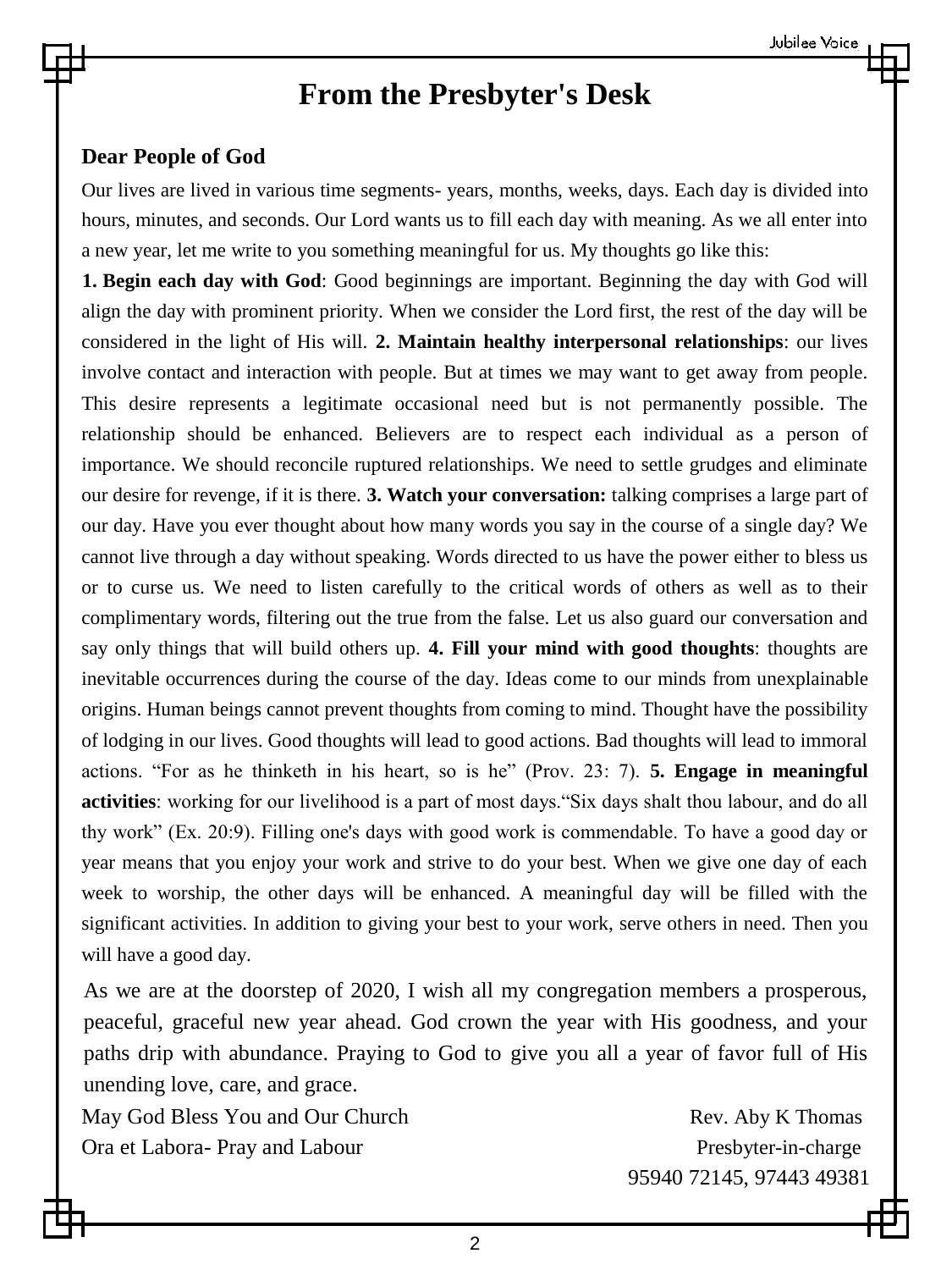# From the Presbyter's Desk

**Dear People of God**

Our lives are lived in various time segments- years, months, weeks, days. Each day is divided into hours, minutes, and seconds. Our Lord wants us to fill each day with meaning. As we all enter into a new year, let me write to you something meaningful for us. My thoughts go like this:

**1. Begin each day with God**: Good beginnings are important. Beginning the day with God will align the day with prominent priority. When we consider the Lord first, the rest of the day will be considered in the light of His will. **2. Maintain healthy interpersonal relationships**: our lives involve contact and interaction with people. But at times we may want to get away from people. This desire represents a legitimate occasional need but is not permanently possible. The relationship should be enhanced. Believers are to respect each individual as a person of importance. We should reconcile ruptured relationships. We need to settle grudges and eliminate our desire for revenge, if it is there. **3. Watch your conversation:** talking comprises a large part of our day. Have you ever thought about how many words you say in the course of a single day? We cannot live through a day without speaking. Words directed to us have the power either to bless us or to curse us. We need to listen carefully to the critical words of others as well as to their complimentary words, filtering out the true from the false. Let us also guard our conversation and say only things that will build others up. **4. Fill your mind with good thoughts**: thoughts are inevitable occurrences during the course of the day. Ideas come to our minds from unexplainable origins. Human beings cannot prevent thoughts from coming to mind. Thought have the possibility of lodging in our lives. Good thoughts will lead to good actions. Bad thoughts will lead to immoral actions. "For as he thinketh in his heart, so is he" (Prov. 23: 7). **5. Engage in meaningful activities**: working for our livelihood is a part of most days."Six days shalt thou labour, and do all thy work" (Ex. 20:9). Filling one's days with good work is commendable. To have a good day or year means that you enjoy your work and strive to do your best. When we give one day of each week to worship, the other days will be enhanced. A meaningful day will be filled with the significant activities. In addition to giving your best to your work, serve others in need. Then you will have a good day.

As we are at the doorstep of 2020, I wish all my congregation members a prosperous, peaceful, graceful new year ahead. God crown the year with His goodness, and your paths drip with abundance. Praying to God to give you all a year of favor full of His unending love, care, and grace.

May God Bless You and Our Church

Ora et Labora- Pray and Labour

Rev. Aby K Thomas
Presbyter-in-charge
95940 72145, 97443 49381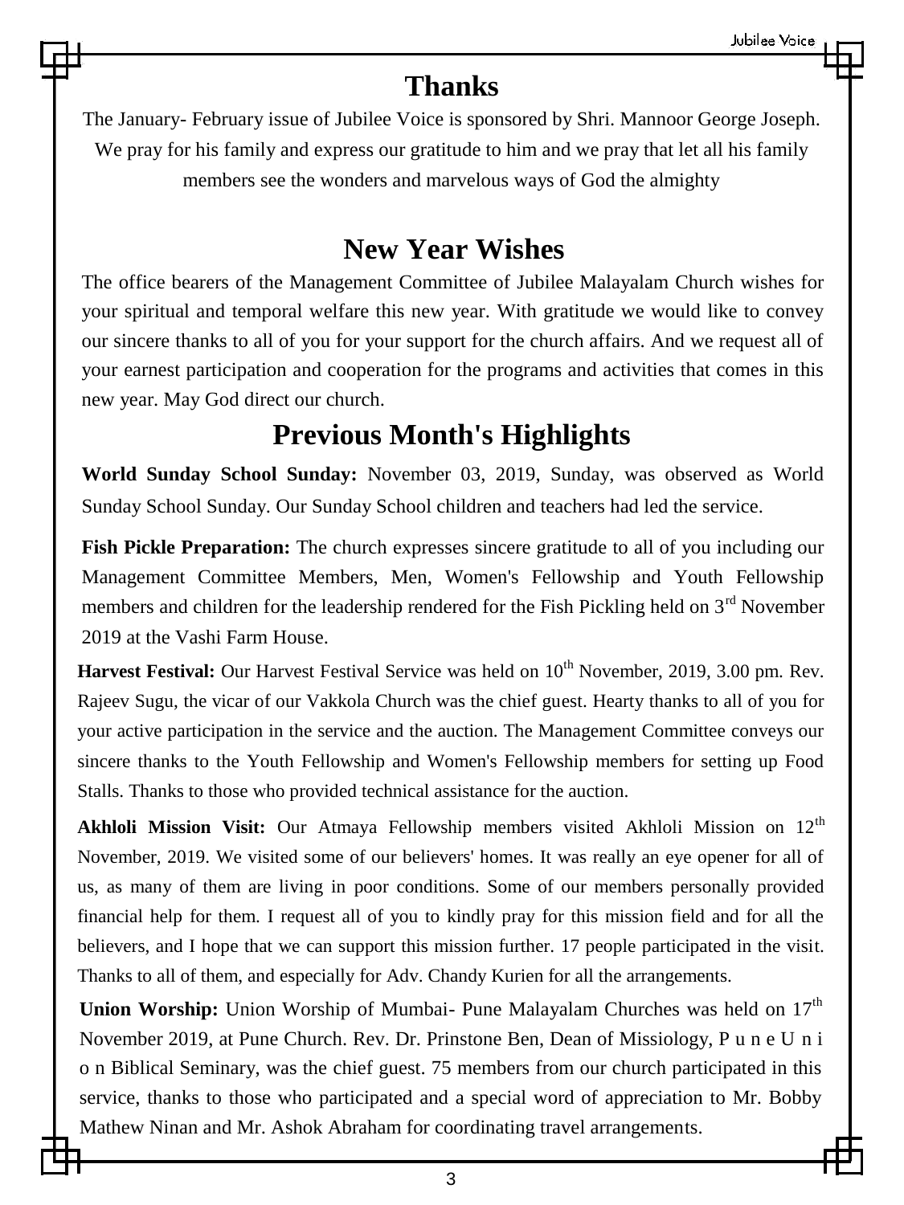## Thanks

The January- February issue of Jubilee Voice is sponsored by Shri. Mannoor George Joseph. We pray for his family and express our gratitude to him and we pray that let all his family members see the wonders and marvelous ways of God the almighty

## New Year Wishes

The office bearers of the Management Committee of Jubilee Malayalam Church wishes for your spiritual and temporal welfare this new year. With gratitude we would like to convey our sincere thanks to all of you for your support for the church affairs. And we request all of your earnest participation and cooperation for the programs and activities that comes in this new year. May God direct our church.

## Previous Month's Highlights

**World Sunday School Sunday:** November 03, 2019, Sunday, was observed as World Sunday School Sunday. Our Sunday School children and teachers had led the service.

**Fish Pickle Preparation:** The church expresses sincere gratitude to all of you including our Management Committee Members, Men, Women's Fellowship and Youth Fellowship members and children for the leadership rendered for the Fish Pickling held on 3rd November 2019 at the Vashi Farm House.

**Harvest Festival:** Our Harvest Festival Service was held on 10th November, 2019, 3.00 pm. Rev. Rajeev Sugu, the vicar of our Vakkola Church was the chief guest. Hearty thanks to all of you for your active participation in the service and the auction. The Management Committee conveys our sincere thanks to the Youth Fellowship and Women's Fellowship members for setting up Food Stalls. Thanks to those who provided technical assistance for the auction.

**Akhloli Mission Visit:** Our Atmaya Fellowship members visited Akhloli Mission on 12th November, 2019. We visited some of our believers' homes. It was really an eye opener for all of us, as many of them are living in poor conditions. Some of our members personally provided financial help for them. I request all of you to kindly pray for this mission field and for all the believers, and I hope that we can support this mission further. 17 people participated in the visit. Thanks to all of them, and especially for Adv. Chandy Kurien for all the arrangements.

**Union Worship:** Union Worship of Mumbai- Pune Malayalam Churches was held on 17th November 2019, at Pune Church. Rev. Dr. Prinstone Ben, Dean of Missiology, Pune Union Biblical Seminary, was the chief guest. 75 members from our church participated in this service, thanks to those who participated and a special word of appreciation to Mr. Bobby Mathew Ninan and Mr. Ashok Abraham for coordinating travel arrangements.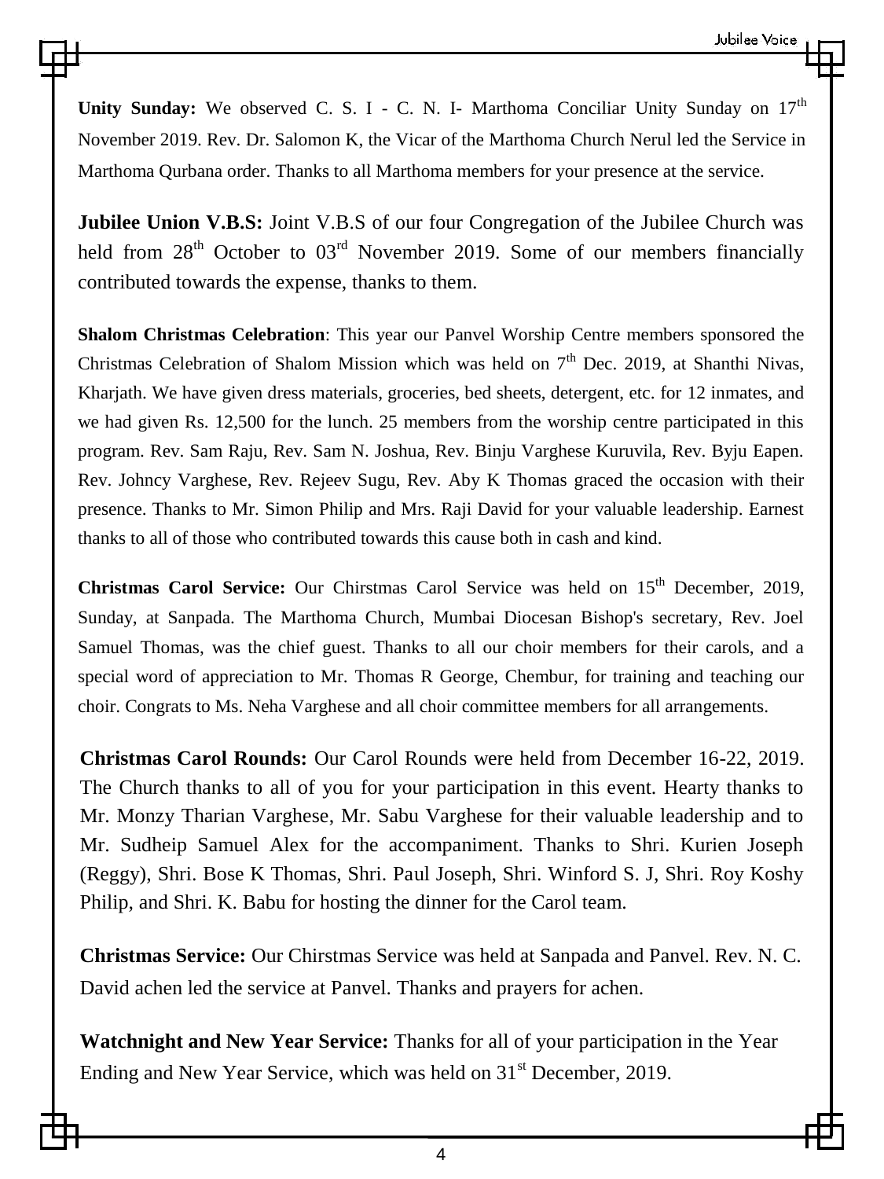**Unity Sunday:** We observed C. S. I - C. N. I- Marthoma Conciliar Unity Sunday on 17th November 2019. Rev. Dr. Salomon K, the Vicar of the Marthoma Church Nerul led the Service in Marthoma Qurbana order. Thanks to all Marthoma members for your presence at the service.

**Jubilee Union V.B.S:** Joint V.B.S of our four Congregation of the Jubilee Church was held from 28th October to 03rd November 2019. Some of our members financially contributed towards the expense, thanks to them.

**Shalom Christmas Celebration**: This year our Panvel Worship Centre members sponsored the Christmas Celebration of Shalom Mission which was held on 7th Dec. 2019, at Shanthi Nivas, Kharjath. We have given dress materials, groceries, bed sheets, detergent, etc. for 12 inmates, and we had given Rs. 12,500 for the lunch. 25 members from the worship centre participated in this program. Rev. Sam Raju, Rev. Sam N. Joshua, Rev. Binju Varghese Kuruvila, Rev. Byju Eapen. Rev. Johncy Varghese, Rev. Rejeev Sugu, Rev. Aby K Thomas graced the occasion with their presence. Thanks to Mr. Simon Philip and Mrs. Raji David for your valuable leadership. Earnest thanks to all of those who contributed towards this cause both in cash and kind.

**Christmas Carol Service:** Our Chirstmas Carol Service was held on 15th December, 2019, Sunday, at Sanpada. The Marthoma Church, Mumbai Diocesan Bishop's secretary, Rev. Joel Samuel Thomas, was the chief guest. Thanks to all our choir members for their carols, and a special word of appreciation to Mr. Thomas R George, Chembur, for training and teaching our choir. Congrats to Ms. Neha Varghese and all choir committee members for all arrangements.

**Christmas Carol Rounds:** Our Carol Rounds were held from December 16-22, 2019. The Church thanks to all of you for your participation in this event. Hearty thanks to Mr. Monzy Tharian Varghese, Mr. Sabu Varghese for their valuable leadership and to Mr. Sudheip Samuel Alex for the accompaniment. Thanks to Shri. Kurien Joseph (Reggy), Shri. Bose K Thomas, Shri. Paul Joseph, Shri. Winford S. J, Shri. Roy Koshy Philip, and Shri. K. Babu for hosting the dinner for the Carol team.

**Christmas Service:** Our Chirstmas Service was held at Sanpada and Panvel. Rev. N. C. David achen led the service at Panvel. Thanks and prayers for achen.

**Watchnight and New Year Service:** Thanks for all of your participation in the Year Ending and New Year Service, which was held on 31st December, 2019.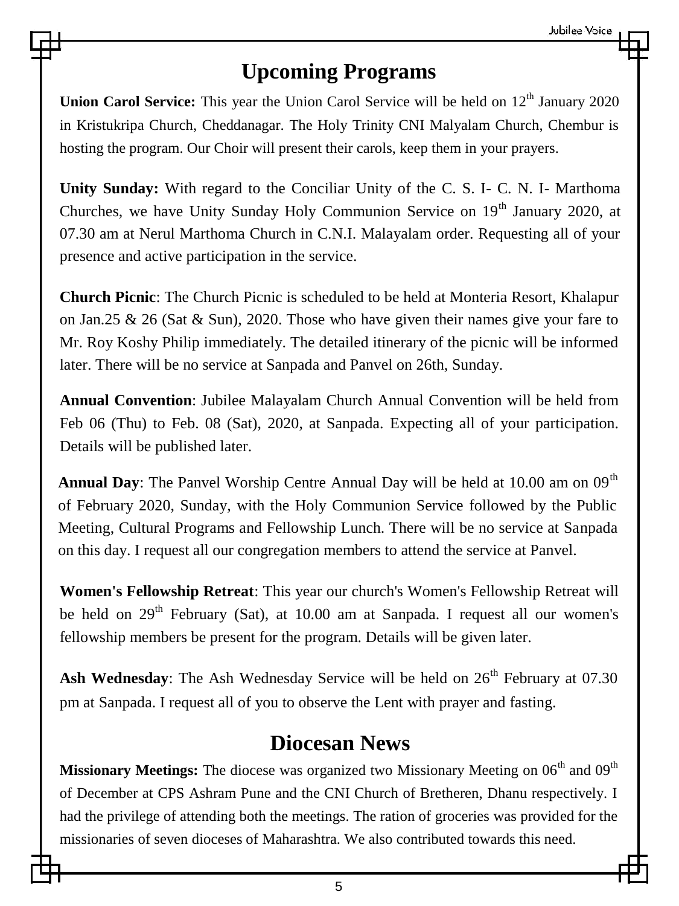## Upcoming Programs

**Union Carol Service:** This year the Union Carol Service will be held on 12th January 2020 in Kristukripa Church, Cheddanagar. The Holy Trinity CNI Malyalam Church, Chembur is hosting the program. Our Choir will present their carols, keep them in your prayers.

**Unity Sunday:** With regard to the Conciliar Unity of the C. S. I- C. N. I- Marthoma Churches, we have Unity Sunday Holy Communion Service on 19th January 2020, at 07.30 am at Nerul Marthoma Church in C.N.I. Malayalam order. Requesting all of your presence and active participation in the service.

**Church Picnic**: The Church Picnic is scheduled to be held at Monteria Resort, Khalapur on Jan.25 & 26 (Sat & Sun), 2020. Those who have given their names give your fare to Mr. Roy Koshy Philip immediately. The detailed itinerary of the picnic will be informed later. There will be no service at Sanpada and Panvel on 26th, Sunday.

**Annual Convention**: Jubilee Malayalam Church Annual Convention will be held from Feb 06 (Thu) to Feb. 08 (Sat), 2020, at Sanpada. Expecting all of your participation. Details will be published later.

**Annual Day**: The Panvel Worship Centre Annual Day will be held at 10.00 am on 09th of February 2020, Sunday, with the Holy Communion Service followed by the Public Meeting, Cultural Programs and Fellowship Lunch. There will be no service at Sanpada on this day. I request all our congregation members to attend the service at Panvel.

**Women's Fellowship Retreat**: This year our church's Women's Fellowship Retreat will be held on 29th February (Sat), at 10.00 am at Sanpada. I request all our women's fellowship members be present for the program. Details will be given later.

**Ash Wednesday**: The Ash Wednesday Service will be held on 26th February at 07.30 pm at Sanpada. I request all of you to observe the Lent with prayer and fasting.

## Diocesan News

**Missionary Meetings:** The diocese was organized two Missionary Meeting on 06th and 09th of December at CPS Ashram Pune and the CNI Church of Bretheren, Dhanu respectively. I had the privilege of attending both the meetings. The ration of groceries was provided for the missionaries of seven dioceses of Maharashtra. We also contributed towards this need.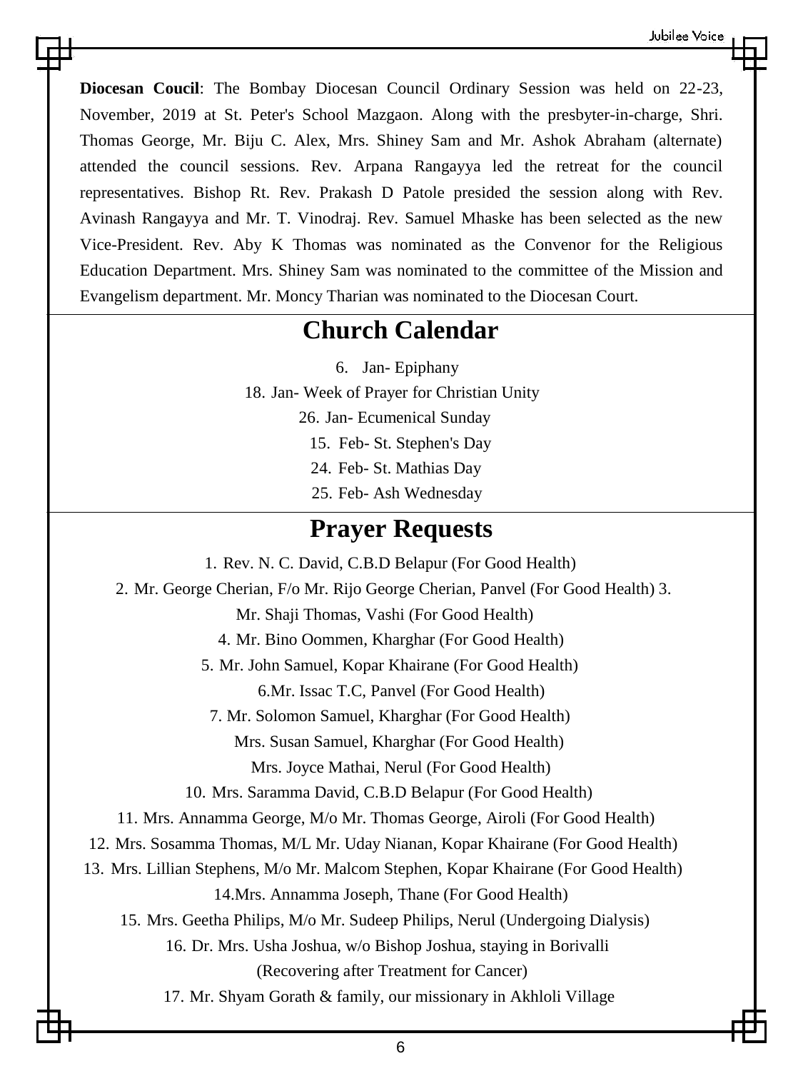**Diocesan Coucil**: The Bombay Diocesan Council Ordinary Session was held on 22-23, November, 2019 at St. Peter's School Mazgaon. Along with the presbyter-in-charge, Shri. Thomas George, Mr. Biju C. Alex, Mrs. Shiney Sam and Mr. Ashok Abraham (alternate) attended the council sessions. Rev. Arpana Rangayya led the retreat for the council representatives. Bishop Rt. Rev. Prakash D Patole presided the session along with Rev. Avinash Rangayya and Mr. T. Vinodraj. Rev. Samuel Mhaske has been selected as the new Vice-President. Rev. Aby K Thomas was nominated as the Convenor for the Religious Education Department. Mrs. Shiney Sam was nominated to the committee of the Mission and Evangelism department. Mr. Moncy Tharian was nominated to the Diocesan Court.

## Church Calendar

6. Jan- Epiphany

18. Jan- Week of Prayer for Christian Unity

26. Jan- Ecumenical Sunday

15. Feb- St. Stephen's Day

24. Feb- St. Mathias Day

25. Feb- Ash Wednesday

## Prayer Requests

1. Rev. N. C. David, C.B.D Belapur (For Good Health)
2. Mr. George Cherian, F/o Mr. Rijo George Cherian, Panvel (For Good Health)
3. Mr. Shaji Thomas, Vashi (For Good Health)
4. Mr. Bino Oommen, Kharghar (For Good Health)
5. Mr. John Samuel, Kopar Khairane (For Good Health)
6. Mr. Issac T.C, Panvel (For Good Health)
7. Mr. Solomon Samuel, Kharghar (For Good Health)

Mrs. Susan Samuel, Kharghar (For Good Health)

Mrs. Joyce Mathai, Nerul (For Good Health)

10. Mrs. Saramma David, C.B.D Belapur (For Good Health)
11. Mrs. Annamma George, M/o Mr. Thomas George, Airoli (For Good Health)
12. Mrs. Sosamma Thomas, M/L Mr. Uday Nianan, Kopar Khairane (For Good Health)
13. Mrs. Lillian Stephens, M/o Mr. Malcom Stephen, Kopar Khairane (For Good Health)
14. Mrs. Annamma Joseph, Thane (For Good Health)
15. Mrs. Geetha Philips, M/o Mr. Sudeep Philips, Nerul (Undergoing Dialysis)
16. Dr. Mrs. Usha Joshua, w/o Bishop Joshua, staying in Borivalli (Recovering after Treatment for Cancer)
17. Mr. Shyam Gorath & family, our missionary in Akhloli Village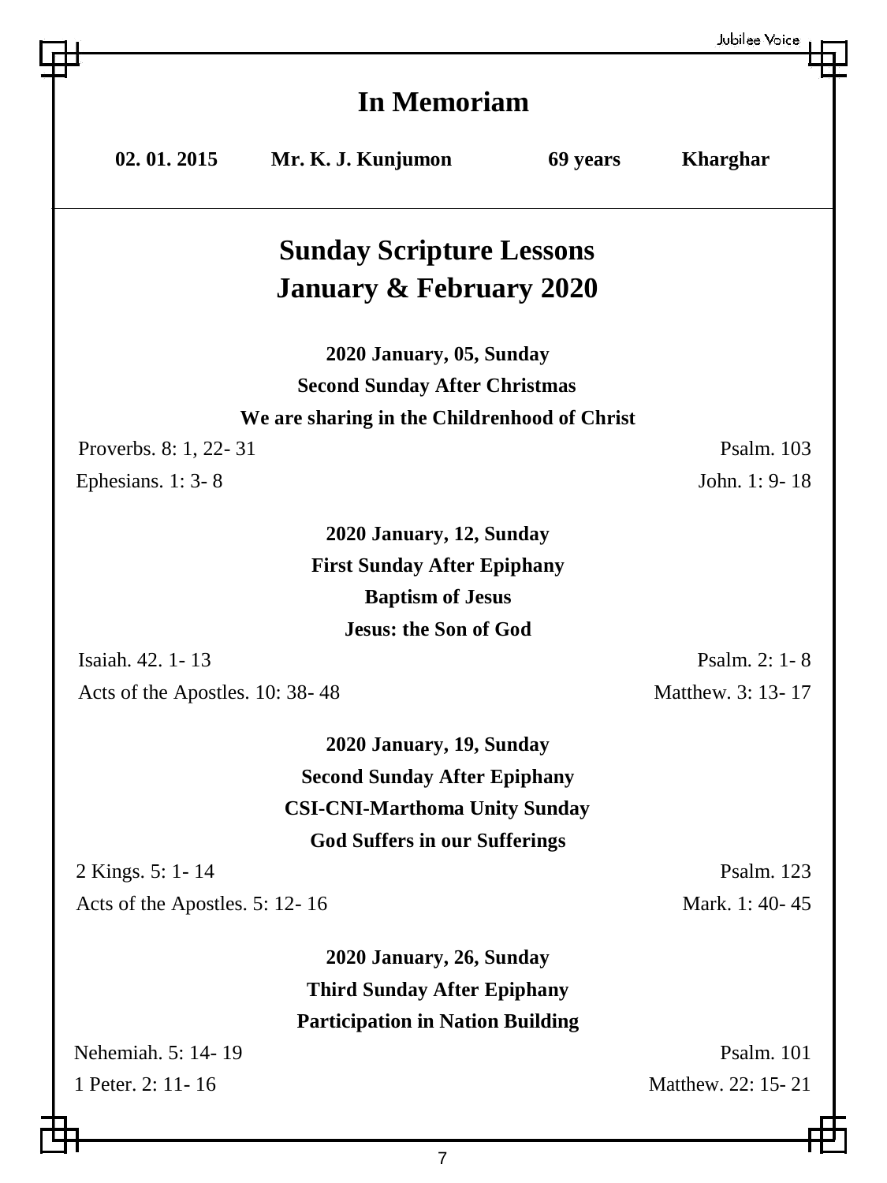## In Memoriam

| 02. 01. 2015 | Mr. K. J. Kunjumon | 69 years | Kharghar |
|---|---|---|---|

## Sunday Scripture Lessons
## January & February 2020

**2020 January, 05, Sunday**
**Second Sunday After Christmas**
**We are sharing in the Childrenhood of Christ**

Proverbs. 8: 1, 22- 31 — Psalm. 103
Ephesians. 1: 3- 8 — John. 1: 9- 18

**2020 January, 12, Sunday**
**First Sunday After Epiphany**
**Baptism of Jesus**
**Jesus: the Son of God**

Isaiah. 42. 1- 13 — Psalm. 2: 1- 8
Acts of the Apostles. 10: 38- 48 — Matthew. 3: 13- 17

**2020 January, 19, Sunday**
**Second Sunday After Epiphany**
**CSI-CNI-Marthoma Unity Sunday**
**God Suffers in our Sufferings**

2 Kings. 5: 1- 14 — Psalm. 123
Acts of the Apostles. 5: 12- 16 — Mark. 1: 40- 45

**2020 January, 26, Sunday**
**Third Sunday After Epiphany**
**Participation in Nation Building**

Nehemiah. 5: 14- 19 — Psalm. 101
1 Peter. 2: 11- 16 — Matthew. 22: 15- 21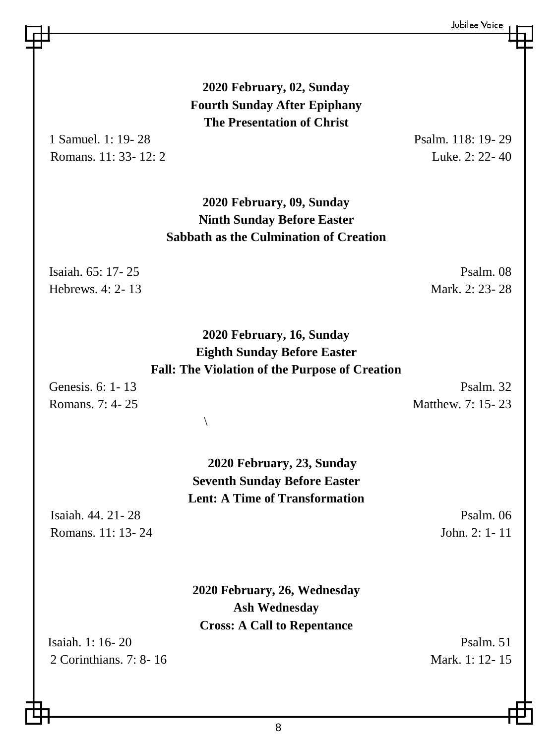**2020 February, 02, Sunday**
**Fourth Sunday After Epiphany**
**The Presentation of Christ**

1 Samuel. 1: 19- 28 — Psalm. 118: 19- 29
Romans. 11: 33- 12: 2 — Luke. 2: 22- 40

**2020 February, 09, Sunday**
**Ninth Sunday Before Easter**
**Sabbath as the Culmination of Creation**

Isaiah. 65: 17- 25 — Psalm. 08
Hebrews. 4: 2- 13 — Mark. 2: 23- 28

**2020 February, 16, Sunday**
**Eighth Sunday Before Easter**
**Fall: The Violation of the Purpose of Creation**

Genesis. 6: 1- 13 — Psalm. 32
Romans. 7: 4- 25 — Matthew. 7: 15- 23

\

**2020 February, 23, Sunday**
**Seventh Sunday Before Easter**
**Lent: A Time of Transformation**

Isaiah. 44. 21- 28 — Psalm. 06
Romans. 11: 13- 24 — John. 2: 1- 11

**2020 February, 26, Wednesday**
**Ash Wednesday**
**Cross: A Call to Repentance**

Isaiah. 1: 16- 20 — Psalm. 51
2 Corinthians. 7: 8- 16 — Mark. 1: 12- 15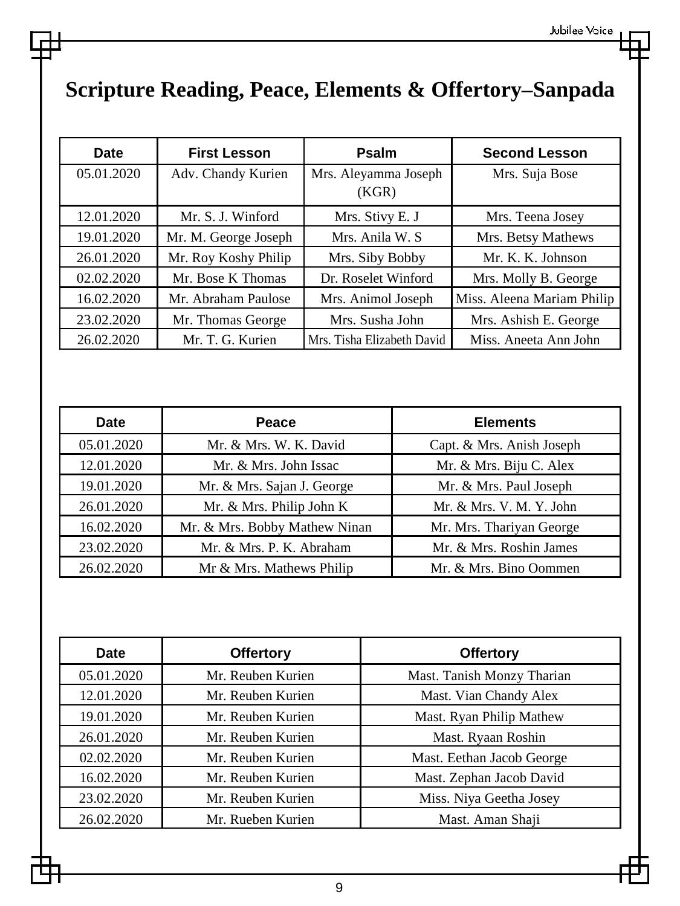# Scripture Reading, Peace, Elements & Offertory–Sanpada

| Date | First Lesson | Psalm | Second Lesson |
|---|---|---|---|
| 05.01.2020 | Adv. Chandy Kurien | Mrs. Aleyamma Joseph (KGR) | Mrs. Suja Bose |
| 12.01.2020 | Mr. S. J. Winford | Mrs. Stivy E. J | Mrs. Teena Josey |
| 19.01.2020 | Mr. M. George Joseph | Mrs. Anila W. S | Mrs. Betsy Mathews |
| 26.01.2020 | Mr. Roy Koshy Philip | Mrs. Siby Bobby | Mr. K. K. Johnson |
| 02.02.2020 | Mr. Bose K Thomas | Dr. Roselet Winford | Mrs. Molly B. George |
| 16.02.2020 | Mr. Abraham Paulose | Mrs. Animol Joseph | Miss. Aleena Mariam Philip |
| 23.02.2020 | Mr. Thomas George | Mrs. Susha John | Mrs. Ashish E. George |
| 26.02.2020 | Mr. T. G. Kurien | Mrs. Tisha Elizabeth David | Miss. Aneeta Ann John |

| Date | Peace | Elements |
|---|---|---|
| 05.01.2020 | Mr. & Mrs. W. K. David | Capt. & Mrs. Anish Joseph |
| 12.01.2020 | Mr. & Mrs. John Issac | Mr. & Mrs. Biju C. Alex |
| 19.01.2020 | Mr. & Mrs. Sajan J. George | Mr. & Mrs. Paul Joseph |
| 26.01.2020 | Mr. & Mrs. Philip John K | Mr. & Mrs. V. M. Y. John |
| 16.02.2020 | Mr. & Mrs. Bobby Mathew Ninan | Mr. Mrs. Thariyan George |
| 23.02.2020 | Mr. & Mrs. P. K. Abraham | Mr. & Mrs. Roshin James |
| 26.02.2020 | Mr & Mrs. Mathews Philip | Mr. & Mrs. Bino Oommen |

| Date | Offertory | Offertory |
|---|---|---|
| 05.01.2020 | Mr. Reuben Kurien | Mast. Tanish Monzy Tharian |
| 12.01.2020 | Mr. Reuben Kurien | Mast. Vian Chandy Alex |
| 19.01.2020 | Mr. Reuben Kurien | Mast. Ryan Philip Mathew |
| 26.01.2020 | Mr. Reuben Kurien | Mast. Ryaan Roshin |
| 02.02.2020 | Mr. Reuben Kurien | Mast. Eethan Jacob George |
| 16.02.2020 | Mr. Reuben Kurien | Mast. Zephan Jacob David |
| 23.02.2020 | Mr. Reuben Kurien | Miss. Niya Geetha Josey |
| 26.02.2020 | Mr. Rueben Kurien | Mast. Aman Shaji |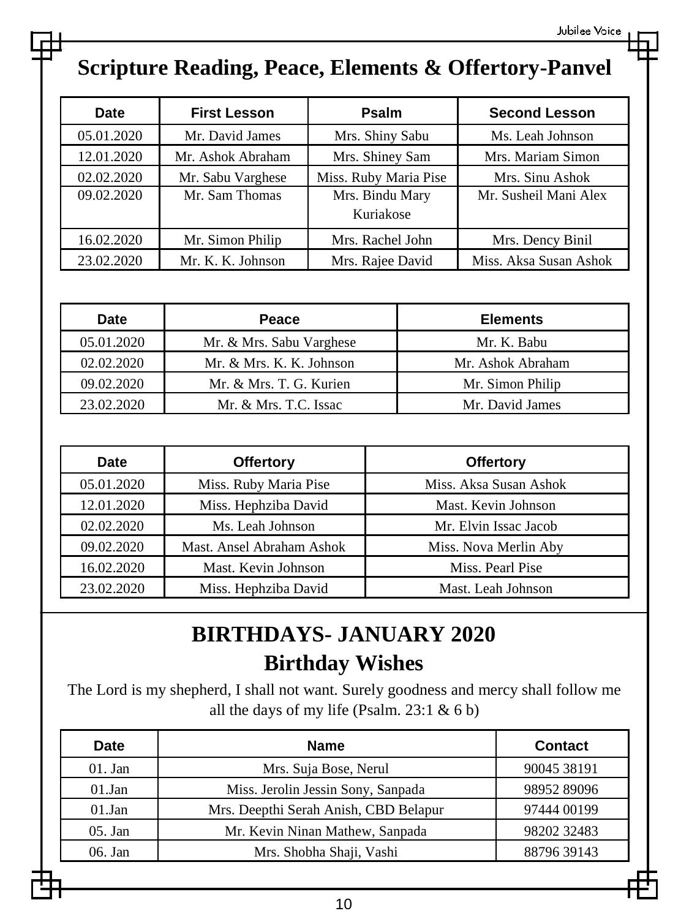# Scripture Reading, Peace, Elements & Offertory-Panvel

| Date | First Lesson | Psalm | Second Lesson |
|---|---|---|---|
| 05.01.2020 | Mr. David James | Mrs. Shiny Sabu | Ms. Leah Johnson |
| 12.01.2020 | Mr. Ashok Abraham | Mrs. Shiney Sam | Mrs. Mariam Simon |
| 02.02.2020 | Mr. Sabu Varghese | Miss. Ruby Maria Pise | Mrs. Sinu Ashok |
| 09.02.2020 | Mr. Sam Thomas | Mrs. Bindu Mary Kuriakose | Mr. Susheil Mani Alex |
| 16.02.2020 | Mr. Simon Philip | Mrs. Rachel John | Mrs. Dency Binil |
| 23.02.2020 | Mr. K. K. Johnson | Mrs. Rajee David | Miss. Aksa Susan Ashok |

| Date | Peace | Elements |
|---|---|---|
| 05.01.2020 | Mr. & Mrs. Sabu Varghese | Mr. K. Babu |
| 02.02.2020 | Mr. & Mrs. K. K. Johnson | Mr. Ashok Abraham |
| 09.02.2020 | Mr. & Mrs. T. G. Kurien | Mr. Simon Philip |
| 23.02.2020 | Mr. & Mrs. T.C. Issac | Mr. David James |

| Date | Offertory | Offertory |
|---|---|---|
| 05.01.2020 | Miss. Ruby Maria Pise | Miss. Aksa Susan Ashok |
| 12.01.2020 | Miss. Hephziba David | Mast. Kevin Johnson |
| 02.02.2020 | Ms. Leah Johnson | Mr. Elvin Issac Jacob |
| 09.02.2020 | Mast. Ansel Abraham Ashok | Miss. Nova Merlin Aby |
| 16.02.2020 | Mast. Kevin Johnson | Miss. Pearl Pise |
| 23.02.2020 | Miss. Hephziba David | Mast. Leah Johnson |

# BIRTHDAYS- JANUARY 2020

## Birthday Wishes

The Lord is my shepherd, I shall not want. Surely goodness and mercy shall follow me all the days of my life (Psalm. 23:1 & 6 b)

| Date | Name | Contact |
|---|---|---|
| 01. Jan | Mrs. Suja Bose, Nerul | 90045 38191 |
| 01.Jan | Miss. Jerolin Jessin Sony, Sanpada | 98952 89096 |
| 01.Jan | Mrs. Deepthi Serah Anish, CBD Belapur | 97444 00199 |
| 05. Jan | Mr. Kevin Ninan Mathew, Sanpada | 98202 32483 |
| 06. Jan | Mrs. Shobha Shaji, Vashi | 88796 39143 |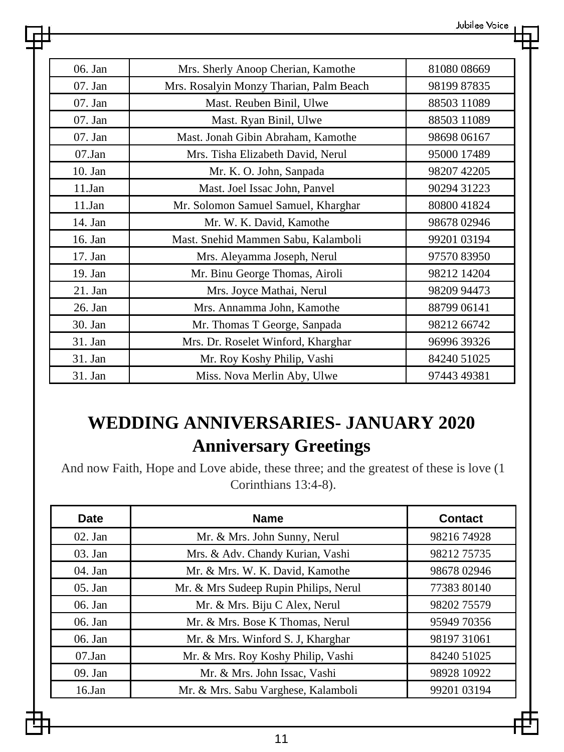| | | |
|---|---|---|
| 06. Jan | Mrs. Sherly Anoop Cherian, Kamothe | 81080 08669 |
| 07. Jan | Mrs. Rosalyin Monzy Tharian, Palm Beach | 98199 87835 |
| 07. Jan | Mast. Reuben Binil, Ulwe | 88503 11089 |
| 07. Jan | Mast. Ryan Binil, Ulwe | 88503 11089 |
| 07. Jan | Mast. Jonah Gibin Abraham, Kamothe | 98698 06167 |
| 07.Jan | Mrs. Tisha Elizabeth David, Nerul | 95000 17489 |
| 10. Jan | Mr. K. O. John, Sanpada | 98207 42205 |
| 11.Jan | Mast. Joel Issac John, Panvel | 90294 31223 |
| 11.Jan | Mr. Solomon Samuel Samuel, Kharghar | 80800 41824 |
| 14. Jan | Mr. W. K. David, Kamothe | 98678 02946 |
| 16. Jan | Mast. Snehid Mammen Sabu, Kalamboli | 99201 03194 |
| 17. Jan | Mrs. Aleyamma Joseph, Nerul | 97570 83950 |
| 19. Jan | Mr. Binu George Thomas, Airoli | 98212 14204 |
| 21. Jan | Mrs. Joyce Mathai, Nerul | 98209 94473 |
| 26. Jan | Mrs. Annamma John, Kamothe | 88799 06141 |
| 30. Jan | Mr. Thomas T George, Sanpada | 98212 66742 |
| 31. Jan | Mrs. Dr. Roselet Winford, Kharghar | 96996 39326 |
| 31. Jan | Mr. Roy Koshy Philip, Vashi | 84240 51025 |
| 31. Jan | Miss. Nova Merlin Aby, Ulwe | 97443 49381 |

## WEDDING ANNIVERSARIES- JANUARY 2020

## Anniversary Greetings

And now Faith, Hope and Love abide, these three; and the greatest of these is love (1 Corinthians 13:4-8).

| Date | Name | Contact |
|---|---|---|
| 02. Jan | Mr. & Mrs. John Sunny, Nerul | 98216 74928 |
| 03. Jan | Mrs. & Adv. Chandy Kurian, Vashi | 98212 75735 |
| 04. Jan | Mr. & Mrs. W. K. David, Kamothe | 98678 02946 |
| 05. Jan | Mr. & Mrs Sudeep Rupin Philips, Nerul | 77383 80140 |
| 06. Jan | Mr. & Mrs. Biju C Alex, Nerul | 98202 75579 |
| 06. Jan | Mr. & Mrs. Bose K Thomas, Nerul | 95949 70356 |
| 06. Jan | Mr. & Mrs. Winford S. J, Kharghar | 98197 31061 |
| 07.Jan | Mr. & Mrs. Roy Koshy Philip, Vashi | 84240 51025 |
| 09. Jan | Mr. & Mrs. John Issac, Vashi | 98928 10922 |
| 16.Jan | Mr. & Mrs. Sabu Varghese, Kalamboli | 99201 03194 |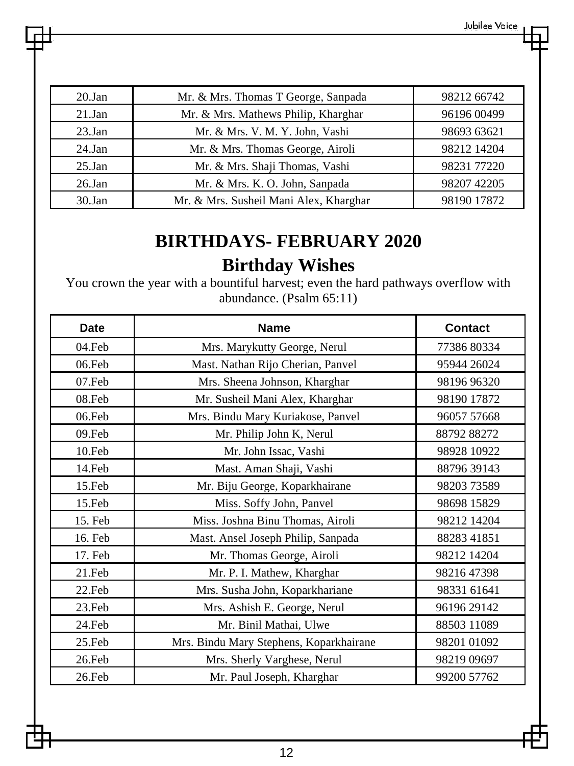| 20.Jan | Mr. & Mrs. Thomas T George, Sanpada | 98212 66742 |
|---|---|---|
| 21.Jan | Mr. & Mrs. Mathews Philip, Kharghar | 96196 00499 |
| 23.Jan | Mr. & Mrs. V. M. Y. John, Vashi | 98693 63621 |
| 24.Jan | Mr. & Mrs. Thomas George, Airoli | 98212 14204 |
| 25.Jan | Mr. & Mrs. Shaji Thomas, Vashi | 98231 77220 |
| 26.Jan | Mr. & Mrs. K. O. John, Sanpada | 98207 42205 |
| 30.Jan | Mr. & Mrs. Susheil Mani Alex, Kharghar | 98190 17872 |

## BIRTHDAYS- FEBRUARY 2020

### Birthday Wishes

You crown the year with a bountiful harvest; even the hard pathways overflow with abundance. (Psalm 65:11)

| Date | Name | Contact |
|---|---|---|
| 04.Feb | Mrs. Marykutty George, Nerul | 77386 80334 |
| 06.Feb | Mast. Nathan Rijo Cherian, Panvel | 95944 26024 |
| 07.Feb | Mrs. Sheena Johnson, Kharghar | 98196 96320 |
| 08.Feb | Mr. Susheil Mani Alex, Kharghar | 98190 17872 |
| 06.Feb | Mrs. Bindu Mary Kuriakose, Panvel | 96057 57668 |
| 09.Feb | Mr. Philip John K, Nerul | 88792 88272 |
| 10.Feb | Mr. John Issac, Vashi | 98928 10922 |
| 14.Feb | Mast. Aman Shaji, Vashi | 88796 39143 |
| 15.Feb | Mr. Biju George, Koparkhairane | 98203 73589 |
| 15.Feb | Miss. Soffy John, Panvel | 98698 15829 |
| 15. Feb | Miss. Joshna Binu Thomas, Airoli | 98212 14204 |
| 16. Feb | Mast. Ansel Joseph Philip, Sanpada | 88283 41851 |
| 17. Feb | Mr. Thomas George, Airoli | 98212 14204 |
| 21.Feb | Mr. P. I. Mathew, Kharghar | 98216 47398 |
| 22.Feb | Mrs. Susha John, Koparkhariane | 98331 61641 |
| 23.Feb | Mrs. Ashish E. George, Nerul | 96196 29142 |
| 24.Feb | Mr. Binil Mathai, Ulwe | 88503 11089 |
| 25.Feb | Mrs. Bindu Mary Stephens, Koparkhairane | 98201 01092 |
| 26.Feb | Mrs. Sherly Varghese, Nerul | 98219 09697 |
| 26.Feb | Mr. Paul Joseph, Kharghar | 99200 57762 |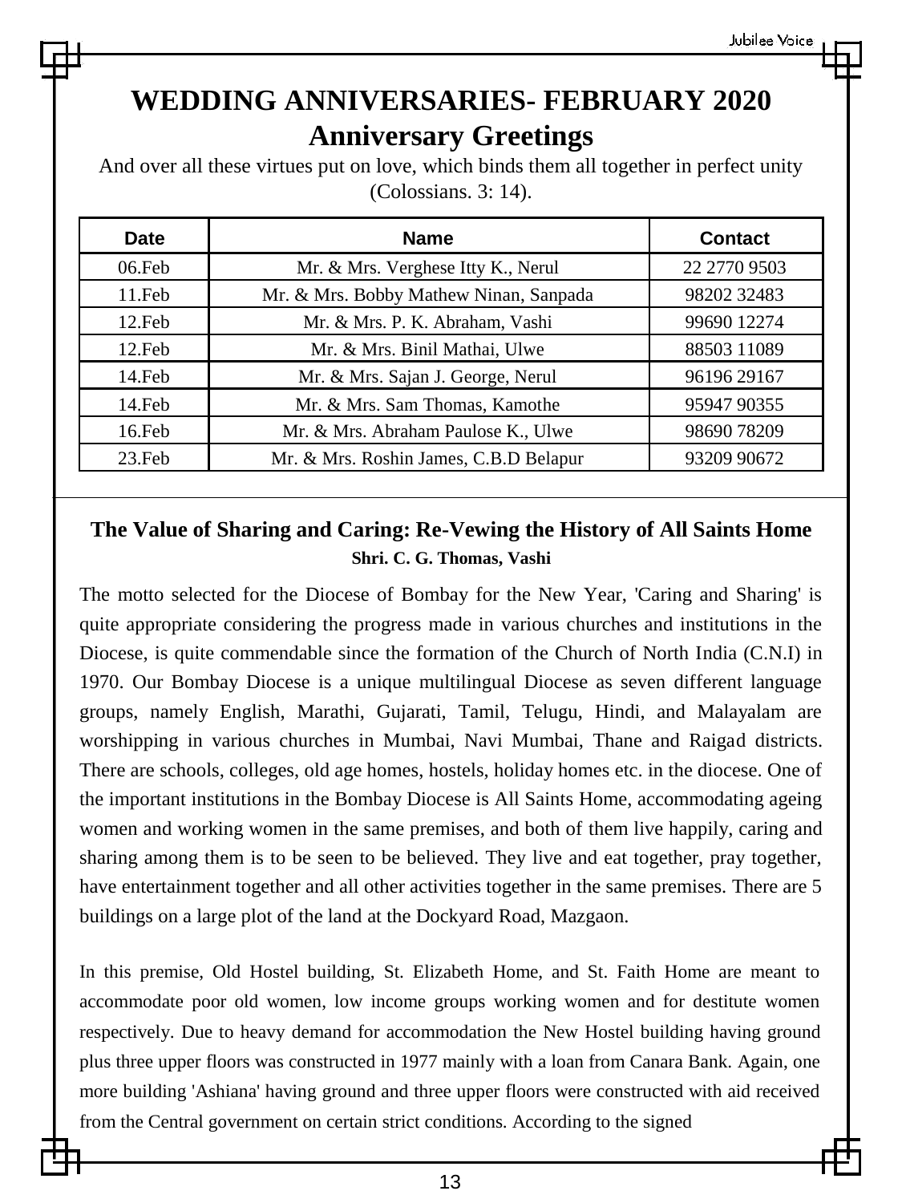# WEDDING ANNIVERSARIES- FEBRUARY 2020

## Anniversary Greetings

And over all these virtues put on love, which binds them all together in perfect unity (Colossians. 3: 14).

| Date | Name | Contact |
|---|---|---|
| 06.Feb | Mr. & Mrs. Verghese Itty K., Nerul | 22 2770 9503 |
| 11.Feb | Mr. & Mrs. Bobby Mathew Ninan, Sanpada | 98202 32483 |
| 12.Feb | Mr. & Mrs. P. K. Abraham, Vashi | 99690 12274 |
| 12.Feb | Mr. & Mrs. Binil Mathai, Ulwe | 88503 11089 |
| 14.Feb | Mr. & Mrs. Sajan J. George, Nerul | 96196 29167 |
| 14.Feb | Mr. & Mrs. Sam Thomas, Kamothe | 95947 90355 |
| 16.Feb | Mr. & Mrs. Abraham Paulose K., Ulwe | 98690 78209 |
| 23.Feb | Mr. & Mrs. Roshin James, C.B.D Belapur | 93209 90672 |

## The Value of Sharing and Caring: Re-Vewing the History of All Saints Home

**Shri. C. G. Thomas, Vashi**

The motto selected for the Diocese of Bombay for the New Year, 'Caring and Sharing' is quite appropriate considering the progress made in various churches and institutions in the Diocese, is quite commendable since the formation of the Church of North India (C.N.I) in 1970. Our Bombay Diocese is a unique multilingual Diocese as seven different language groups, namely English, Marathi, Gujarati, Tamil, Telugu, Hindi, and Malayalam are worshipping in various churches in Mumbai, Navi Mumbai, Thane and Raigad districts. There are schools, colleges, old age homes, hostels, holiday homes etc. in the diocese. One of the important institutions in the Bombay Diocese is All Saints Home, accommodating ageing women and working women in the same premises, and both of them live happily, caring and sharing among them is to be seen to be believed. They live and eat together, pray together, have entertainment together and all other activities together in the same premises. There are 5 buildings on a large plot of the land at the Dockyard Road, Mazgaon.

In this premise, Old Hostel building, St. Elizabeth Home, and St. Faith Home are meant to accommodate poor old women, low income groups working women and for destitute women respectively. Due to heavy demand for accommodation the New Hostel building having ground plus three upper floors was constructed in 1977 mainly with a loan from Canara Bank. Again, one more building 'Ashiana' having ground and three upper floors were constructed with aid received from the Central government on certain strict conditions. According to the signed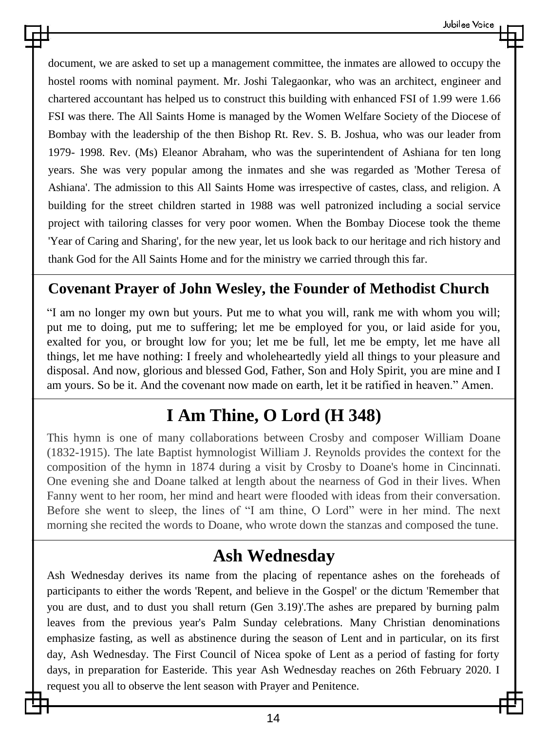document, we are asked to set up a management committee, the inmates are allowed to occupy the hostel rooms with nominal payment. Mr. Joshi Talegaonkar, who was an architect, engineer and chartered accountant has helped us to construct this building with enhanced FSI of 1.99 were 1.66 FSI was there. The All Saints Home is managed by the Women Welfare Society of the Diocese of Bombay with the leadership of the then Bishop Rt. Rev. S. B. Joshua, who was our leader from 1979- 1998. Rev. (Ms) Eleanor Abraham, who was the superintendent of Ashiana for ten long years. She was very popular among the inmates and she was regarded as 'Mother Teresa of Ashiana'. The admission to this All Saints Home was irrespective of castes, class, and religion. A building for the street children started in 1988 was well patronized including a social service project with tailoring classes for very poor women. When the Bombay Diocese took the theme 'Year of Caring and Sharing', for the new year, let us look back to our heritage and rich history and thank God for the All Saints Home and for the ministry we carried through this far.

## Covenant Prayer of John Wesley, the Founder of Methodist Church

"I am no longer my own but yours. Put me to what you will, rank me with whom you will; put me to doing, put me to suffering; let me be employed for you, or laid aside for you, exalted for you, or brought low for you; let me be full, let me be empty, let me have all things, let me have nothing: I freely and wholeheartedly yield all things to your pleasure and disposal. And now, glorious and blessed God, Father, Son and Holy Spirit, you are mine and I am yours. So be it. And the covenant now made on earth, let it be ratified in heaven." Amen.

## I Am Thine, O Lord (H 348)

This hymn is one of many collaborations between Crosby and composer William Doane (1832-1915). The late Baptist hymnologist William J. Reynolds provides the context for the composition of the hymn in 1874 during a visit by Crosby to Doane's home in Cincinnati. One evening she and Doane talked at length about the nearness of God in their lives. When Fanny went to her room, her mind and heart were flooded with ideas from their conversation. Before she went to sleep, the lines of "I am thine, O Lord" were in her mind. The next morning she recited the words to Doane, who wrote down the stanzas and composed the tune.

## Ash Wednesday

Ash Wednesday derives its name from the placing of repentance ashes on the foreheads of participants to either the words 'Repent, and believe in the Gospel' or the dictum 'Remember that you are dust, and to dust you shall return (Gen 3.19)'.The ashes are prepared by burning palm leaves from the previous year's Palm Sunday celebrations. Many Christian denominations emphasize fasting, as well as abstinence during the season of Lent and in particular, on its first day, Ash Wednesday. The First Council of Nicea spoke of Lent as a period of fasting for forty days, in preparation for Easteride. This year Ash Wednesday reaches on 26th February 2020. I request you all to observe the lent season with Prayer and Penitence.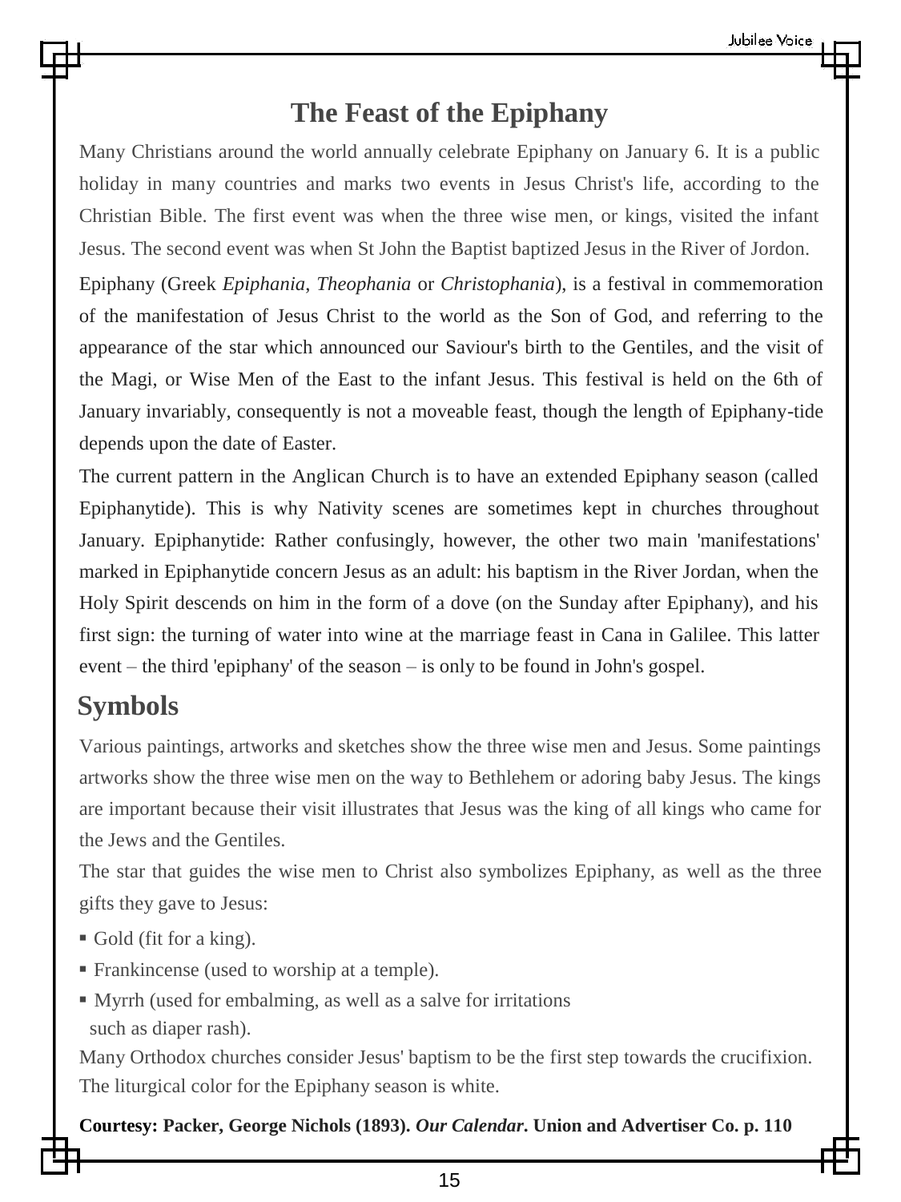# The Feast of the Epiphany

Many Christians around the world annually celebrate Epiphany on January 6. It is a public holiday in many countries and marks two events in Jesus Christ's life, according to the Christian Bible. The first event was when the three wise men, or kings, visited the infant Jesus. The second event was when St John the Baptist baptized Jesus in the River of Jordon.

Epiphany (Greek *Epiphania*, *Theophania* or *Christophania*), is a festival in commemoration of the manifestation of Jesus Christ to the world as the Son of God, and referring to the appearance of the star which announced our Saviour's birth to the Gentiles, and the visit of the Magi, or Wise Men of the East to the infant Jesus. This festival is held on the 6th of January invariably, consequently is not a moveable feast, though the length of Epiphany-tide depends upon the date of Easter.

The current pattern in the Anglican Church is to have an extended Epiphany season (called Epiphanytide). This is why Nativity scenes are sometimes kept in churches throughout January. Epiphanytide: Rather confusingly, however, the other two main 'manifestations' marked in Epiphanytide concern Jesus as an adult: his baptism in the River Jordan, when the Holy Spirit descends on him in the form of a dove (on the Sunday after Epiphany), and his first sign: the turning of water into wine at the marriage feast in Cana in Galilee. This latter event – the third 'epiphany' of the season – is only to be found in John's gospel.

## Symbols

Various paintings, artworks and sketches show the three wise men and Jesus. Some paintings artworks show the three wise men on the way to Bethlehem or adoring baby Jesus. The kings are important because their visit illustrates that Jesus was the king of all kings who came for the Jews and the Gentiles.

The star that guides the wise men to Christ also symbolizes Epiphany, as well as the three gifts they gave to Jesus:

- Gold (fit for a king).
- Frankincense (used to worship at a temple).
- Myrrh (used for embalming, as well as a salve for irritations such as diaper rash).

Many Orthodox churches consider Jesus' baptism to be the first step towards the crucifixion. The liturgical color for the Epiphany season is white.

**Courtesy: Packer, George Nichols (1893). *Our Calendar*. Union and Advertiser Co. p. 110**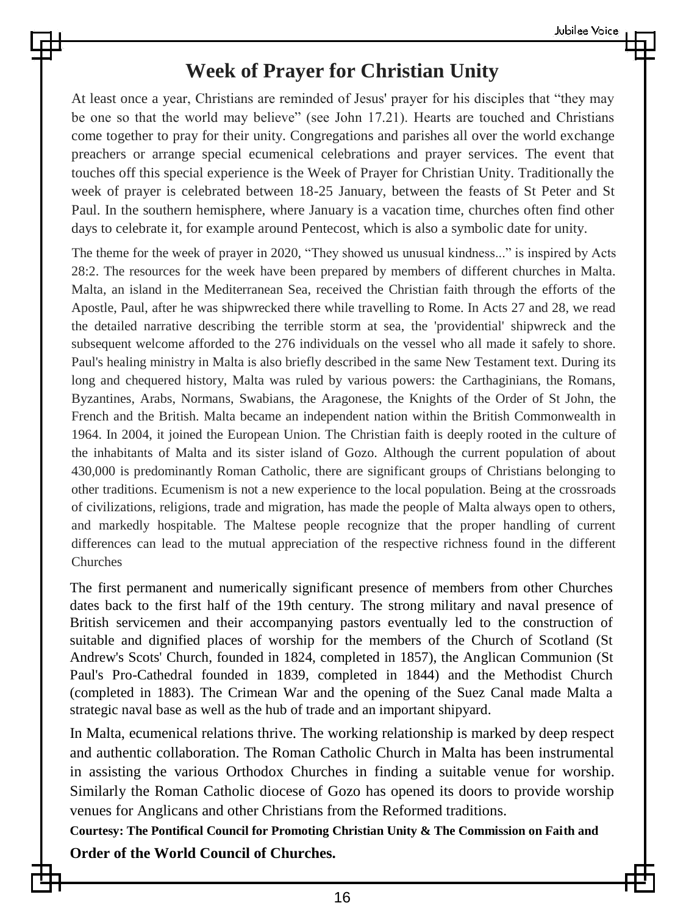# Week of Prayer for Christian Unity

At least once a year, Christians are reminded of Jesus' prayer for his disciples that “they may be one so that the world may believe” (see John 17.21). Hearts are touched and Christians come together to pray for their unity. Congregations and parishes all over the world exchange preachers or arrange special ecumenical celebrations and prayer services. The event that touches off this special experience is the Week of Prayer for Christian Unity. Traditionally the week of prayer is celebrated between 18-25 January, between the feasts of St Peter and St Paul. In the southern hemisphere, where January is a vacation time, churches often find other days to celebrate it, for example around Pentecost, which is also a symbolic date for unity.

The theme for the week of prayer in 2020, “They showed us unusual kindness...” is inspired by Acts 28:2. The resources for the week have been prepared by members of different churches in Malta. Malta, an island in the Mediterranean Sea, received the Christian faith through the efforts of the Apostle, Paul, after he was shipwrecked there while travelling to Rome. In Acts 27 and 28, we read the detailed narrative describing the terrible storm at sea, the 'providential' shipwreck and the subsequent welcome afforded to the 276 individuals on the vessel who all made it safely to shore. Paul's healing ministry in Malta is also briefly described in the same New Testament text. During its long and chequered history, Malta was ruled by various powers: the Carthaginians, the Romans, Byzantines, Arabs, Normans, Swabians, the Aragonese, the Knights of the Order of St John, the French and the British. Malta became an independent nation within the British Commonwealth in 1964. In 2004, it joined the European Union. The Christian faith is deeply rooted in the culture of the inhabitants of Malta and its sister island of Gozo. Although the current population of about 430,000 is predominantly Roman Catholic, there are significant groups of Christians belonging to other traditions. Ecumenism is not a new experience to the local population. Being at the crossroads of civilizations, religions, trade and migration, has made the people of Malta always open to others, and markedly hospitable. The Maltese people recognize that the proper handling of current differences can lead to the mutual appreciation of the respective richness found in the different Churches

The first permanent and numerically significant presence of members from other Churches dates back to the first half of the 19th century. The strong military and naval presence of British servicemen and their accompanying pastors eventually led to the construction of suitable and dignified places of worship for the members of the Church of Scotland (St Andrew's Scots' Church, founded in 1824, completed in 1857), the Anglican Communion (St Paul's Pro-Cathedral founded in 1839, completed in 1844) and the Methodist Church (completed in 1883). The Crimean War and the opening of the Suez Canal made Malta a strategic naval base as well as the hub of trade and an important shipyard.

In Malta, ecumenical relations thrive. The working relationship is marked by deep respect and authentic collaboration. The Roman Catholic Church in Malta has been instrumental in assisting the various Orthodox Churches in finding a suitable venue for worship. Similarly the Roman Catholic diocese of Gozo has opened its doors to provide worship venues for Anglicans and other Christians from the Reformed traditions.

**Courtesy: The Pontifical Council for Promoting Christian Unity & The Commission on Faith and Order of the World Council of Churches.**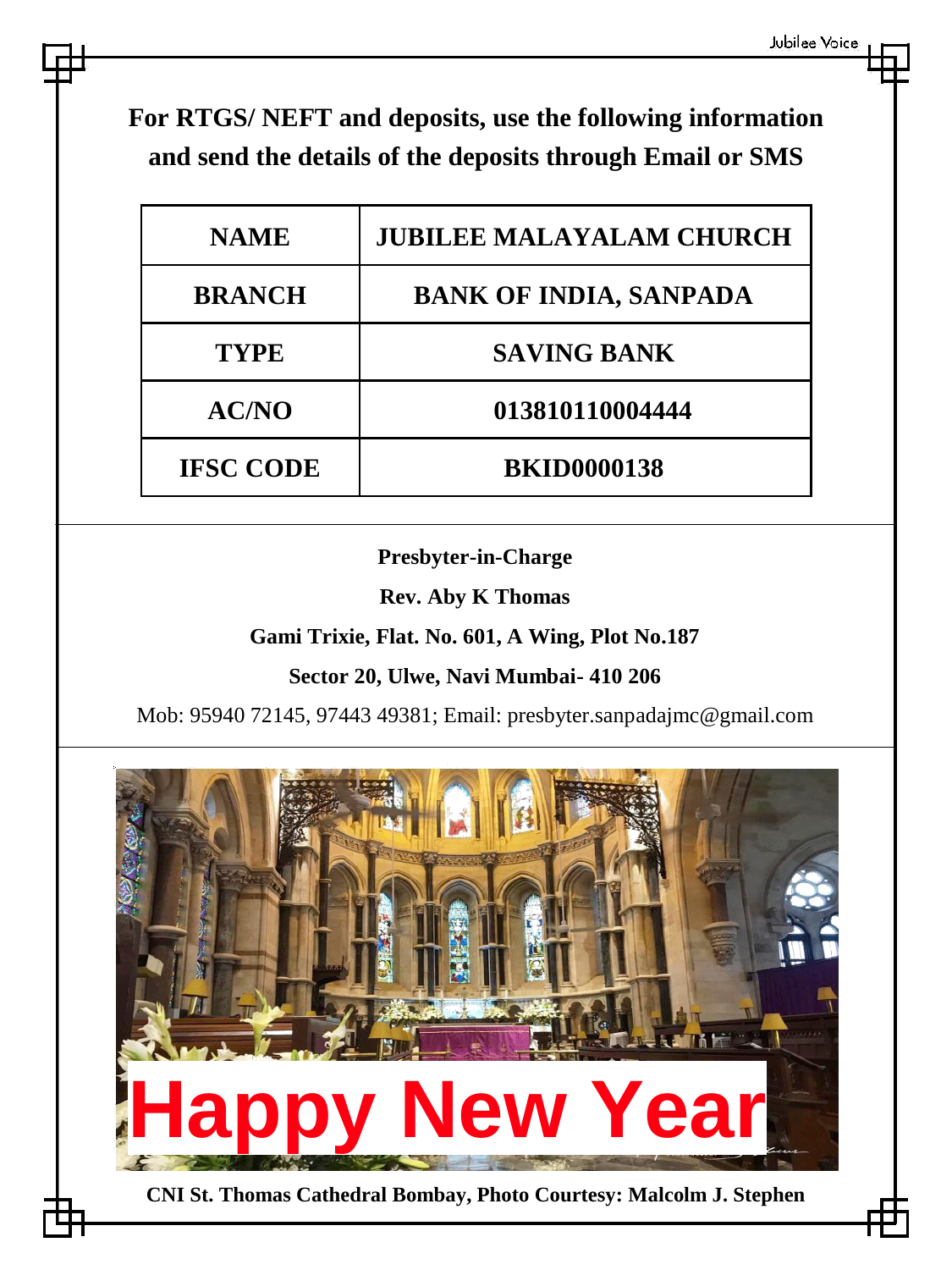**For RTGS/ NEFT and deposits, use the following information and send the details of the deposits through Email or SMS**

| | |
|---|---|
| **NAME** | **JUBILEE MALAYALAM CHURCH** |
| **BRANCH** | **BANK OF INDIA, SANPADA** |
| **TYPE** | **SAVING BANK** |
| **AC/NO** | **013810110004444** |
| **IFSC CODE** | **BKID0000138** |

**Presbyter-in-Charge**

**Rev. Aby K Thomas**

**Gami Trixie, Flat. No. 601, A Wing, Plot No.187**

**Sector 20, Ulwe, Navi Mumbai- 410 206**

Mob: 95940 72145, 97443 49381; Email: presbyter.sanpadajmc@gmail.com

**Happy New Year**

**CNI St. Thomas Cathedral Bombay, Photo Courtesy: Malcolm J. Stephen**